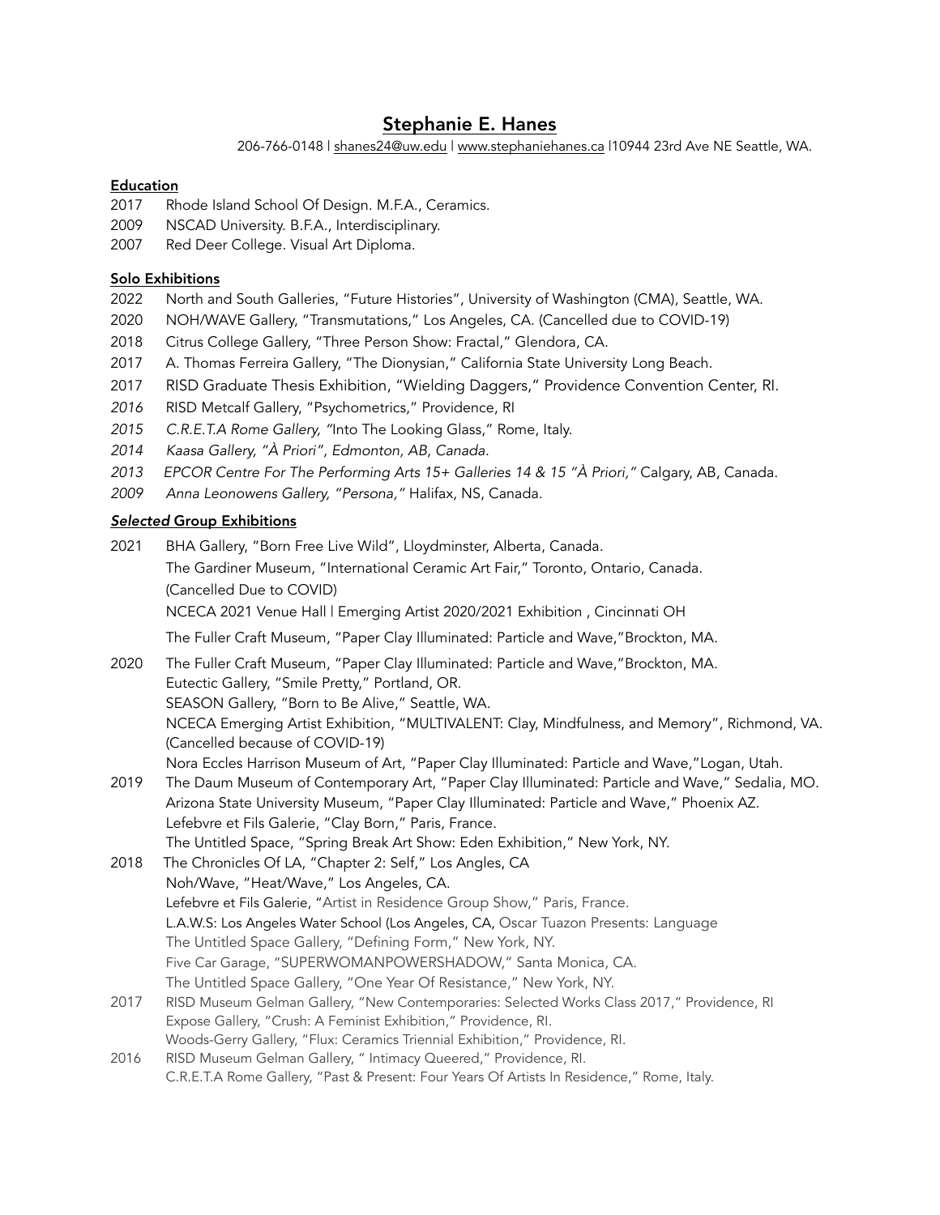# Stephanie E. Hanes

206-766-0148 | shanes24@uw.edu | www.stephaniehanes.ca |10944 23rd Ave NE Seattle, WA.

## Education

2017 Rhode Island School Of Design. M.F.A., Ceramics.
2009 NSCAD University. B.F.A., Interdisciplinary.
2007 Red Deer College. Visual Art Diploma.

## Solo Exhibitions

2022 North and South Galleries, "Future Histories", University of Washington (CMA), Seattle, WA.
2020 NOH/WAVE Gallery, "Transmutations," Los Angeles, CA. (Cancelled due to COVID-19)
2018 Citrus College Gallery, "Three Person Show: Fractal," Glendora, CA.
2017 A. Thomas Ferreira Gallery, "The Dionysian," California State University Long Beach.
2017 RISD Graduate Thesis Exhibition, "Wielding Daggers," Providence Convention Center, RI.
*2016* RISD Metcalf Gallery, "Psychometrics," Providence, RI
*2015 C.R.E.T.A Rome Gallery, "*Into The Looking Glass," Rome, Italy.
*2014 Kaasa Gallery, "À Priori", Edmonton, AB, Canada.*
*2013 EPCOR Centre For The Performing Arts 15+ Galleries 14 & 15 "À Priori,"* Calgary, AB, Canada.
*2009 Anna Leonowens Gallery, "Persona,"* Halifax, NS, Canada.

## *Selected* Group Exhibitions

2021 BHA Gallery, "Born Free Live Wild", Lloydminster, Alberta, Canada.
The Gardiner Museum, "International Ceramic Art Fair," Toronto, Ontario, Canada.
(Cancelled Due to COVID)
NCECA 2021 Venue Hall | Emerging Artist 2020/2021 Exhibition , Cincinnati OH
The Fuller Craft Museum, "Paper Clay Illuminated: Particle and Wave,"Brockton, MA.

2020 The Fuller Craft Museum, "Paper Clay Illuminated: Particle and Wave,"Brockton, MA.
Eutectic Gallery, "Smile Pretty," Portland, OR.
SEASON Gallery, "Born to Be Alive," Seattle, WA.
NCECA Emerging Artist Exhibition, "MULTIVALENT: Clay, Mindfulness, and Memory", Richmond, VA.
(Cancelled because of COVID-19)
Nora Eccles Harrison Museum of Art, "Paper Clay Illuminated: Particle and Wave,"Logan, Utah.

2019 The Daum Museum of Contemporary Art, "Paper Clay Illuminated: Particle and Wave," Sedalia, MO.
Arizona State University Museum, "Paper Clay Illuminated: Particle and Wave," Phoenix AZ.
Lefebvre et Fils Galerie, "Clay Born," Paris, France.
The Untitled Space, "Spring Break Art Show: Eden Exhibition," New York, NY.

2018 The Chronicles Of LA, "Chapter 2: Self," Los Angles, CA
Noh/Wave, "Heat/Wave," Los Angeles, CA.
Lefebvre et Fils Galerie, "Artist in Residence Group Show," Paris, France.
L.A.W.S: Los Angeles Water School (Los Angeles, CA, Oscar Tuazon Presents: Language
The Untitled Space Gallery, "Defining Form," New York, NY.
Five Car Garage, "SUPERWOMANPOWERSHADOW," Santa Monica, CA.
The Untitled Space Gallery, "One Year Of Resistance," New York, NY.

2017 RISD Museum Gelman Gallery, "New Contemporaries: Selected Works Class 2017," Providence, RI
Expose Gallery, "Crush: A Feminist Exhibition," Providence, RI.
Woods-Gerry Gallery, "Flux: Ceramics Triennial Exhibition," Providence, RI.

2016 RISD Museum Gelman Gallery, " Intimacy Queered," Providence, RI.
C.R.E.T.A Rome Gallery, "Past & Present: Four Years Of Artists In Residence," Rome, Italy.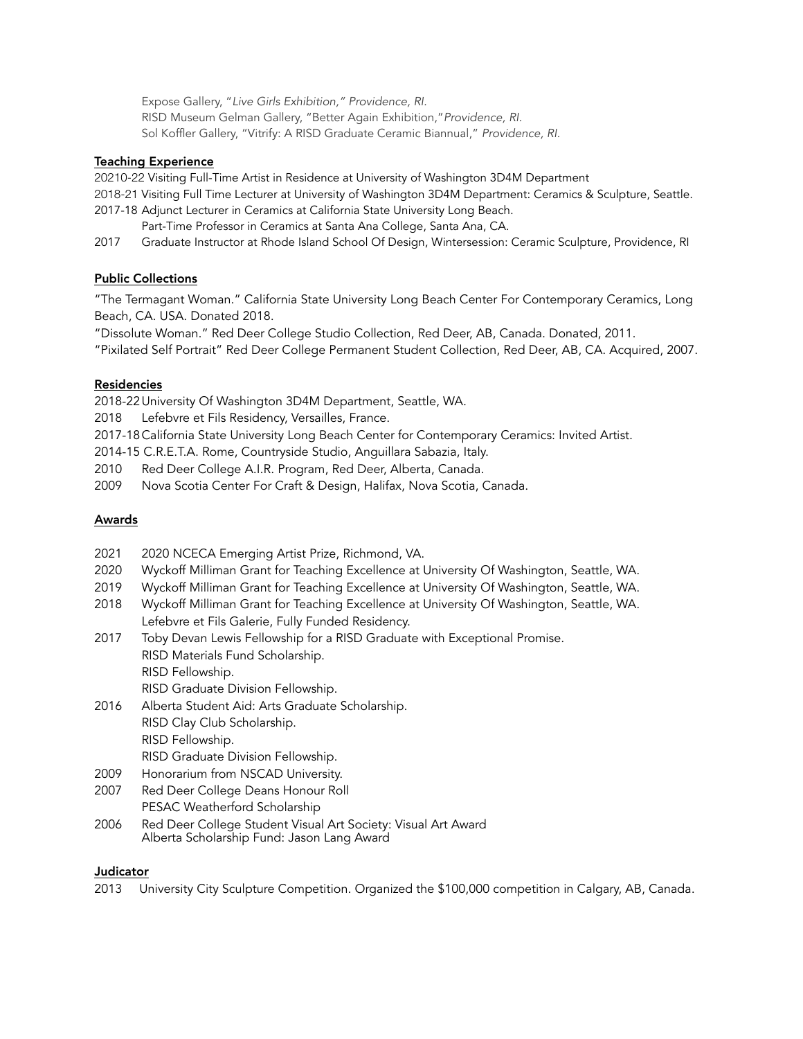Expose Gallery, "*Live Girls Exhibition,*" *Providence, RI.*
RISD Museum Gelman Gallery, "Better Again Exhibition,"*Providence, RI.*
Sol Koffler Gallery, "Vitrify: A RISD Graduate Ceramic Biannual," *Providence, RI.*

**Teaching Experience**

20210-22 Visiting Full-Time Artist in Residence at University of Washington 3D4M Department
2018-21 Visiting Full Time Lecturer at University of Washington 3D4M Department: Ceramics & Sculpture, Seattle.
2017-18 Adjunct Lecturer in Ceramics at California State University Long Beach.
Part-Time Professor in Ceramics at Santa Ana College, Santa Ana, CA.
2017 Graduate Instructor at Rhode Island School Of Design, Wintersession: Ceramic Sculpture, Providence, RI

**Public Collections**

"The Termagant Woman." California State University Long Beach Center For Contemporary Ceramics, Long Beach, CA. USA. Donated 2018.
"Dissolute Woman." Red Deer College Studio Collection, Red Deer, AB, Canada. Donated, 2011.
"Pixilated Self Portrait" Red Deer College Permanent Student Collection, Red Deer, AB, CA. Acquired, 2007.

**Residencies**

2018-22 University Of Washington 3D4M Department, Seattle, WA.
2018 Lefebvre et Fils Residency, Versailles, France.
2017-18 California State University Long Beach Center for Contemporary Ceramics: Invited Artist.
2014-15 C.R.E.T.A. Rome, Countryside Studio, Anguillara Sabazia, Italy.
2010 Red Deer College A.I.R. Program, Red Deer, Alberta, Canada.
2009 Nova Scotia Center For Craft & Design, Halifax, Nova Scotia, Canada.

**Awards**

2021 2020 NCECA Emerging Artist Prize, Richmond, VA.
2020 Wyckoff Milliman Grant for Teaching Excellence at University Of Washington, Seattle, WA.
2019 Wyckoff Milliman Grant for Teaching Excellence at University Of Washington, Seattle, WA.
2018 Wyckoff Milliman Grant for Teaching Excellence at University Of Washington, Seattle, WA.
Lefebvre et Fils Galerie, Fully Funded Residency.
2017 Toby Devan Lewis Fellowship for a RISD Graduate with Exceptional Promise.
RISD Materials Fund Scholarship.
RISD Fellowship.
RISD Graduate Division Fellowship.
2016 Alberta Student Aid: Arts Graduate Scholarship.
RISD Clay Club Scholarship.
RISD Fellowship.
RISD Graduate Division Fellowship.
2009 Honorarium from NSCAD University.
2007 Red Deer College Deans Honour Roll
PESAC Weatherford Scholarship
2006 Red Deer College Student Visual Art Society: Visual Art Award
Alberta Scholarship Fund: Jason Lang Award

**Judicator**

2013 University City Sculpture Competition. Organized the $100,000 competition in Calgary, AB, Canada.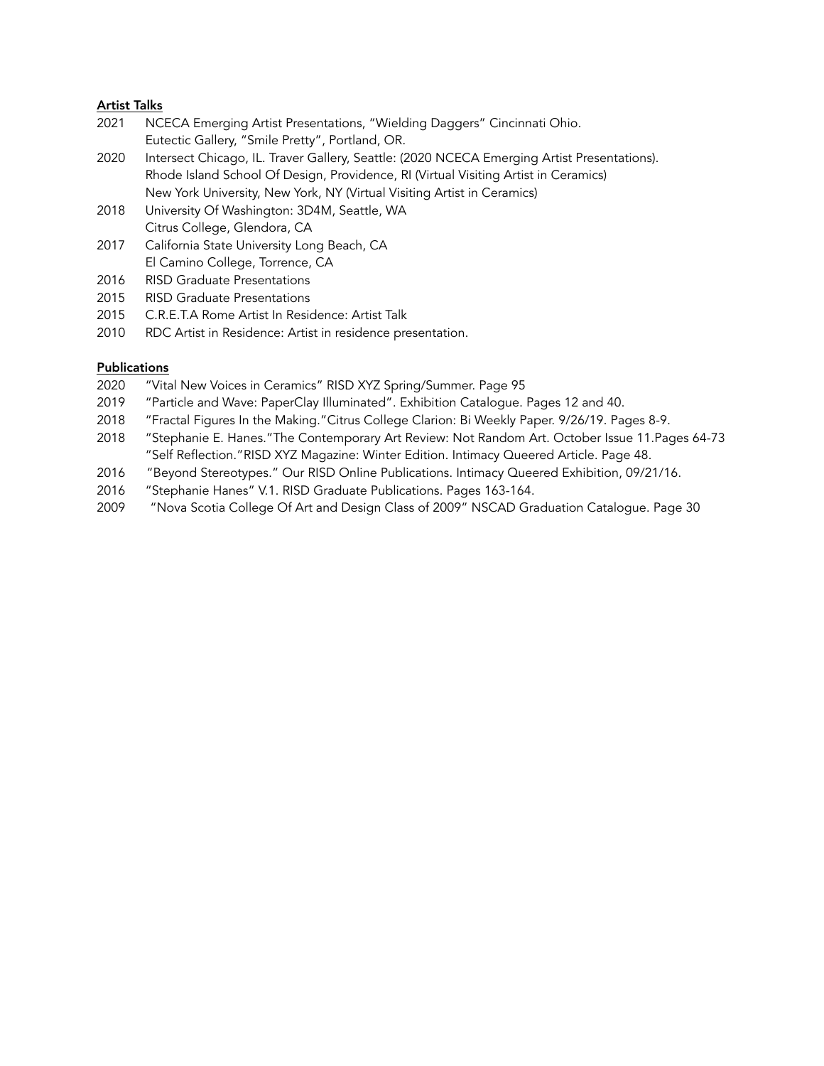**Artist Talks**

2021 NCECA Emerging Artist Presentations, "Wielding Daggers" Cincinnati Ohio.
Eutectic Gallery, "Smile Pretty", Portland, OR.

2020 Intersect Chicago, IL. Traver Gallery, Seattle: (2020 NCECA Emerging Artist Presentations).
Rhode Island School Of Design, Providence, RI (Virtual Visiting Artist in Ceramics)
New York University, New York, NY (Virtual Visiting Artist in Ceramics)

2018 University Of Washington: 3D4M, Seattle, WA
Citrus College, Glendora, CA

2017 California State University Long Beach, CA
El Camino College, Torrence, CA

2016 RISD Graduate Presentations

2015 RISD Graduate Presentations

2015 C.R.E.T.A Rome Artist In Residence: Artist Talk

2010 RDC Artist in Residence: Artist in residence presentation.

**Publications**

2020 "Vital New Voices in Ceramics" RISD XYZ Spring/Summer. Page 95

2019 "Particle and Wave: PaperClay Illuminated". Exhibition Catalogue. Pages 12 and 40.

2018 "Fractal Figures In the Making."Citrus College Clarion: Bi Weekly Paper. 9/26/19. Pages 8-9.

2018 "Stephanie E. Hanes."The Contemporary Art Review: Not Random Art. October Issue 11.Pages 64-73
"Self Reflection."RISD XYZ Magazine: Winter Edition. Intimacy Queered Article. Page 48.

2016 "Beyond Stereotypes." Our RISD Online Publications. Intimacy Queered Exhibition, 09/21/16.

2016 "Stephanie Hanes" V.1. RISD Graduate Publications. Pages 163-164.

2009 "Nova Scotia College Of Art and Design Class of 2009" NSCAD Graduation Catalogue. Page 30